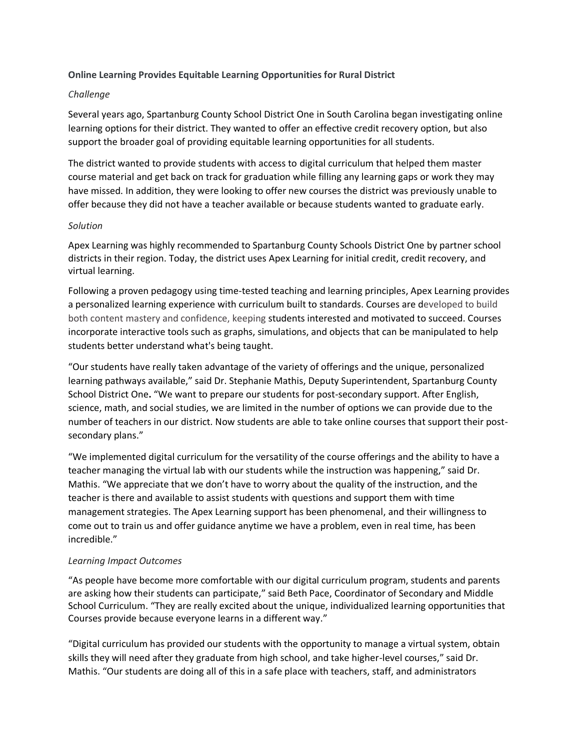**Online Learning Provides Equitable Learning Opportunities for Rural District**

*Challenge*

Several years ago, Spartanburg County School District One in South Carolina began investigating online learning options for their district. They wanted to offer an effective credit recovery option, but also support the broader goal of providing equitable learning opportunities for all students.

The district wanted to provide students with access to digital curriculum that helped them master course material and get back on track for graduation while filling any learning gaps or work they may have missed. In addition, they were looking to offer new courses the district was previously unable to offer because they did not have a teacher available or because students wanted to graduate early.

*Solution*

Apex Learning was highly recommended to Spartanburg County Schools District One by partner school districts in their region. Today, the district uses Apex Learning for initial credit, credit recovery, and virtual learning.

Following a proven pedagogy using time-tested teaching and learning principles, Apex Learning provides a personalized learning experience with curriculum built to standards. Courses are developed to build both content mastery and confidence, keeping students interested and motivated to succeed. Courses incorporate interactive tools such as graphs, simulations, and objects that can be manipulated to help students better understand what's being taught.

"Our students have really taken advantage of the variety of offerings and the unique, personalized learning pathways available," said Dr. Stephanie Mathis, Deputy Superintendent, Spartanburg County School District One**.** "We want to prepare our students for post-secondary support. After English, science, math, and social studies, we are limited in the number of options we can provide due to the number of teachers in our district. Now students are able to take online courses that support their post-secondary plans."

"We implemented digital curriculum for the versatility of the course offerings and the ability to have a teacher managing the virtual lab with our students while the instruction was happening," said Dr. Mathis. "We appreciate that we don't have to worry about the quality of the instruction, and the teacher is there and available to assist students with questions and support them with time management strategies. The Apex Learning support has been phenomenal, and their willingness to come out to train us and offer guidance anytime we have a problem, even in real time, has been incredible."

*Learning Impact Outcomes*

"As people have become more comfortable with our digital curriculum program, students and parents are asking how their students can participate," said Beth Pace, Coordinator of Secondary and Middle School Curriculum. "They are really excited about the unique, individualized learning opportunities that Courses provide because everyone learns in a different way."

"Digital curriculum has provided our students with the opportunity to manage a virtual system, obtain skills they will need after they graduate from high school, and take higher-level courses," said Dr. Mathis. "Our students are doing all of this in a safe place with teachers, staff, and administrators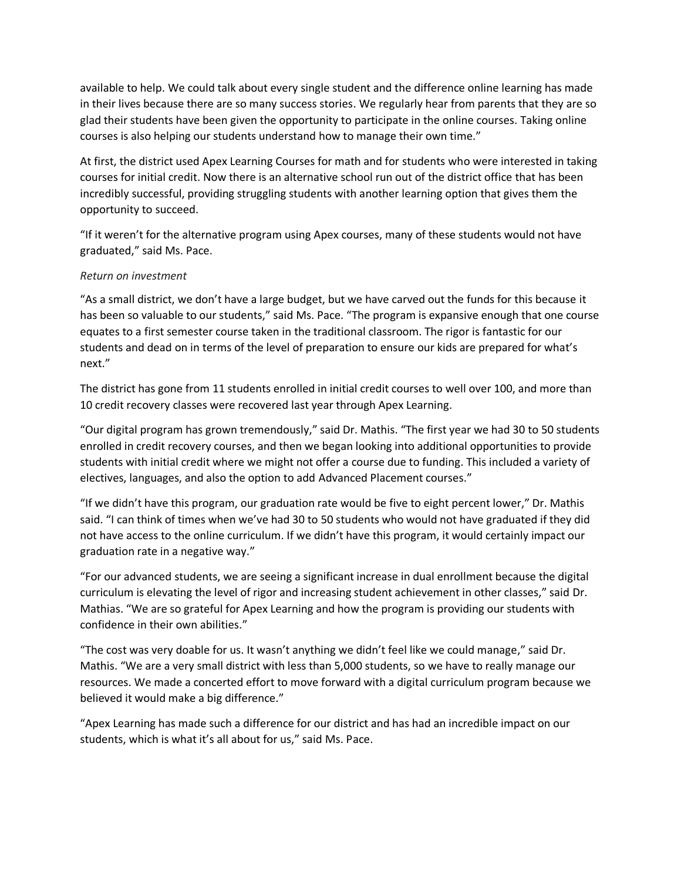available to help. We could talk about every single student and the difference online learning has made in their lives because there are so many success stories. We regularly hear from parents that they are so glad their students have been given the opportunity to participate in the online courses. Taking online courses is also helping our students understand how to manage their own time."

At first, the district used Apex Learning Courses for math and for students who were interested in taking courses for initial credit. Now there is an alternative school run out of the district office that has been incredibly successful, providing struggling students with another learning option that gives them the opportunity to succeed.

"If it weren't for the alternative program using Apex courses, many of these students would not have graduated," said Ms. Pace.

*Return on investment*

"As a small district, we don't have a large budget, but we have carved out the funds for this because it has been so valuable to our students," said Ms. Pace. "The program is expansive enough that one course equates to a first semester course taken in the traditional classroom. The rigor is fantastic for our students and dead on in terms of the level of preparation to ensure our kids are prepared for what's next."

The district has gone from 11 students enrolled in initial credit courses to well over 100, and more than 10 credit recovery classes were recovered last year through Apex Learning.

"Our digital program has grown tremendously," said Dr. Mathis. "The first year we had 30 to 50 students enrolled in credit recovery courses, and then we began looking into additional opportunities to provide students with initial credit where we might not offer a course due to funding. This included a variety of electives, languages, and also the option to add Advanced Placement courses."

"If we didn't have this program, our graduation rate would be five to eight percent lower," Dr. Mathis said. "I can think of times when we've had 30 to 50 students who would not have graduated if they did not have access to the online curriculum. If we didn't have this program, it would certainly impact our graduation rate in a negative way."

"For our advanced students, we are seeing a significant increase in dual enrollment because the digital curriculum is elevating the level of rigor and increasing student achievement in other classes," said Dr. Mathias. "We are so grateful for Apex Learning and how the program is providing our students with confidence in their own abilities."

"The cost was very doable for us. It wasn't anything we didn't feel like we could manage," said Dr. Mathis. "We are a very small district with less than 5,000 students, so we have to really manage our resources. We made a concerted effort to move forward with a digital curriculum program because we believed it would make a big difference."

"Apex Learning has made such a difference for our district and has had an incredible impact on our students, which is what it's all about for us," said Ms. Pace.